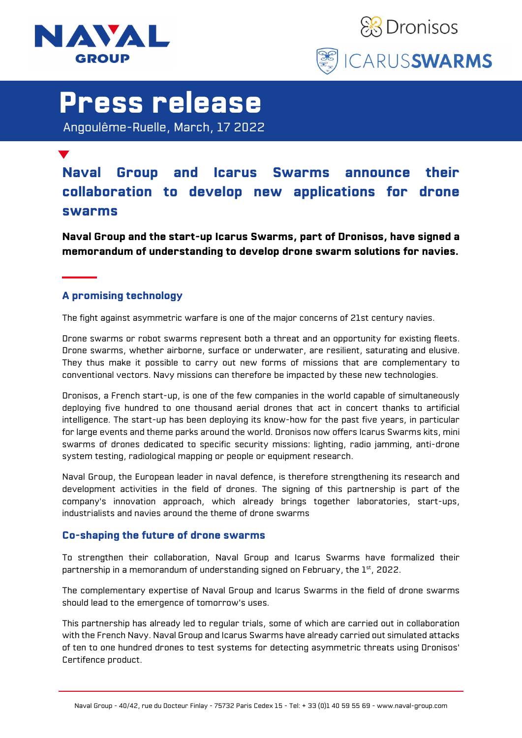# Press release

Angoulême-Ruelle, March, 17 2022

## Naval Group and Icarus Swarms announce their collaboration to develop new applications for drone swarms

**Naval Group and the start-up Icarus Swarms, part of Dronisos, have signed a memorandum of understanding to develop drone swarm solutions for navies.**

### A promising technology

The fight against asymmetric warfare is one of the major concerns of 21st century navies.

Drone swarms or robot swarms represent both a threat and an opportunity for existing fleets. Drone swarms, whether airborne, surface or underwater, are resilient, saturating and elusive. They thus make it possible to carry out new forms of missions that are complementary to conventional vectors. Navy missions can therefore be impacted by these new technologies.

Dronisos, a French start-up, is one of the few companies in the world capable of simultaneously deploying five hundred to one thousand aerial drones that act in concert thanks to artificial intelligence. The start-up has been deploying its know-how for the past five years, in particular for large events and theme parks around the world. Dronisos now offers Icarus Swarms kits, mini swarms of drones dedicated to specific security missions: lighting, radio jamming, anti-drone system testing, radiological mapping or people or equipment research.

Naval Group, the European leader in naval defence, is therefore strengthening its research and development activities in the field of drones. The signing of this partnership is part of the company's innovation approach, which already brings together laboratories, start-ups, industrialists and navies around the theme of drone swarms

### Co-shaping the future of drone swarms

To strengthen their collaboration, Naval Group and Icarus Swarms have formalized their partnership in a memorandum of understanding signed on February, the 1st, 2022.

The complementary expertise of Naval Group and Icarus Swarms in the field of drone swarms should lead to the emergence of tomorrow's uses.

This partnership has already led to regular trials, some of which are carried out in collaboration with the French Navy. Naval Group and Icarus Swarms have already carried out simulated attacks of ten to one hundred drones to test systems for detecting asymmetric threats using Dronisos' Certifence product.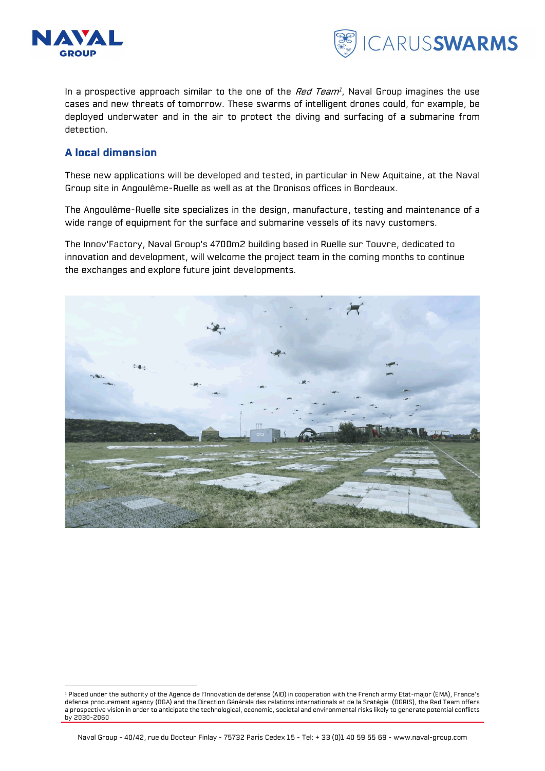In a prospective approach similar to the one of the *Red Team*[1], Naval Group imagines the use cases and new threats of tomorrow. These swarms of intelligent drones could, for example, be deployed underwater and in the air to protect the diving and surfacing of a submarine from detection.

## A local dimension

These new applications will be developed and tested, in particular in New Aquitaine, at the Naval Group site in Angoulême-Ruelle as well as at the Dronisos offices in Bordeaux.

The Angoulême-Ruelle site specializes in the design, manufacture, testing and maintenance of a wide range of equipment for the surface and submarine vessels of its navy customers.

The Innov'Factory, Naval Group's 4700m2 building based in Ruelle sur Touvre, dedicated to innovation and development, will welcome the project team in the coming months to continue the exchanges and explore future joint developments.

[1] Placed under the authority of the Agence de l'Innovation de defense (AID) in cooperation with the French army Etat-major (EMA), France's defence procurement agency (DGA) and the Direction Générale des relations internationals et de la Sratégie (DGRIS), the Red Team offers a prospective vision in order to anticipate the technological, economic, societal and environmental risks likely to generate potential conflicts by 2030-2060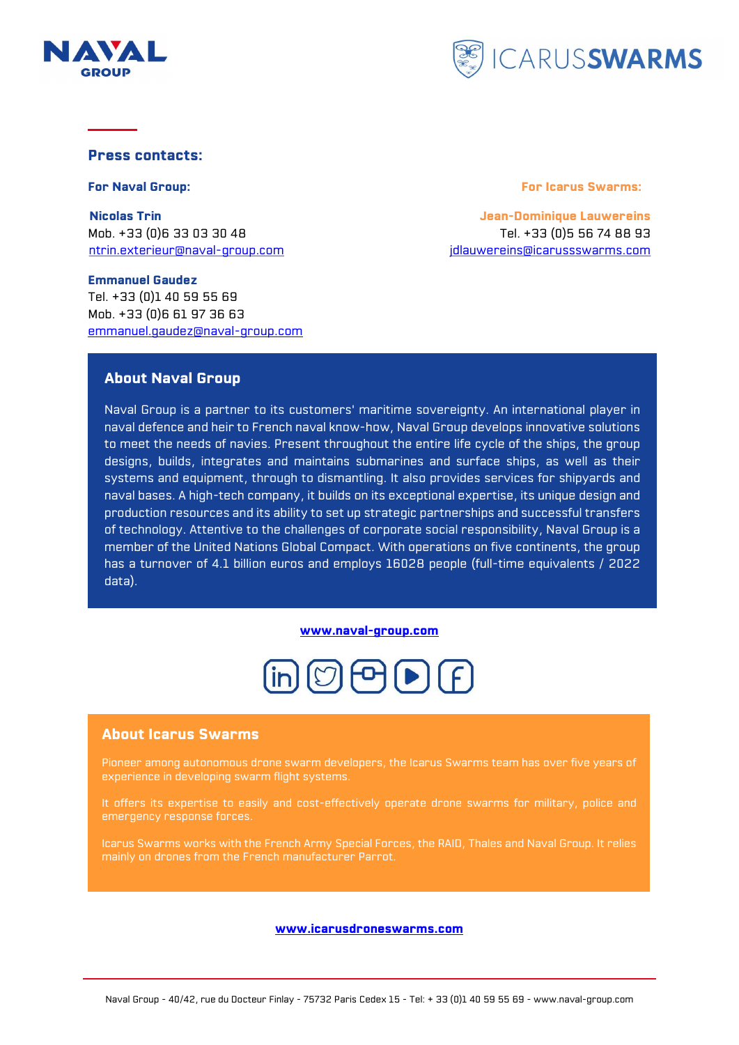## Press contacts:

**For Naval Group:**

**Nicolas Trin**
Mob. +33 (0)6 33 03 30 48
ntrin.exterieur@naval-group.com

**Emmanuel Gaudez**
Tel. +33 (0)1 40 59 55 69
Mob. +33 (0)6 61 97 36 63
emmanuel.gaudez@naval-group.com

**For Icarus Swarms:**

**Jean-Dominique Lauwereins**
Tel. +33 (0)5 56 74 88 93
jdlauwereins@icarussswarms.com

### About Naval Group

Naval Group is a partner to its customers' maritime sovereignty. An international player in naval defence and heir to French naval know-how, Naval Group develops innovative solutions to meet the needs of navies. Present throughout the entire life cycle of the ships, the group designs, builds, integrates and maintains submarines and surface ships, as well as their systems and equipment, through to dismantling. It also provides services for shipyards and naval bases. A high-tech company, it builds on its exceptional expertise, its unique design and production resources and its ability to set up strategic partnerships and successful transfers of technology. Attentive to the challenges of corporate social responsibility, Naval Group is a member of the United Nations Global Compact. With operations on five continents, the group has a turnover of 4.1 billion euros and employs 16028 people (full-time equivalents / 2022 data).

**www.naval-group.com**

### About Icarus Swarms

Pioneer among autonomous drone swarm developers, the Icarus Swarms team has over five years of experience in developing swarm flight systems.

It offers its expertise to easily and cost-effectively operate drone swarms for military, police and emergency response forces.

Icarus Swarms works with the French Army Special Forces, the RAID, Thales and Naval Group. It relies mainly on drones from the French manufacturer Parrot.

**www.icarusdroneswarms.com**

Naval Group - 40/42, rue du Docteur Finlay - 75732 Paris Cedex 15 - Tel: + 33 (0)1 40 59 55 69 - www.naval-group.com